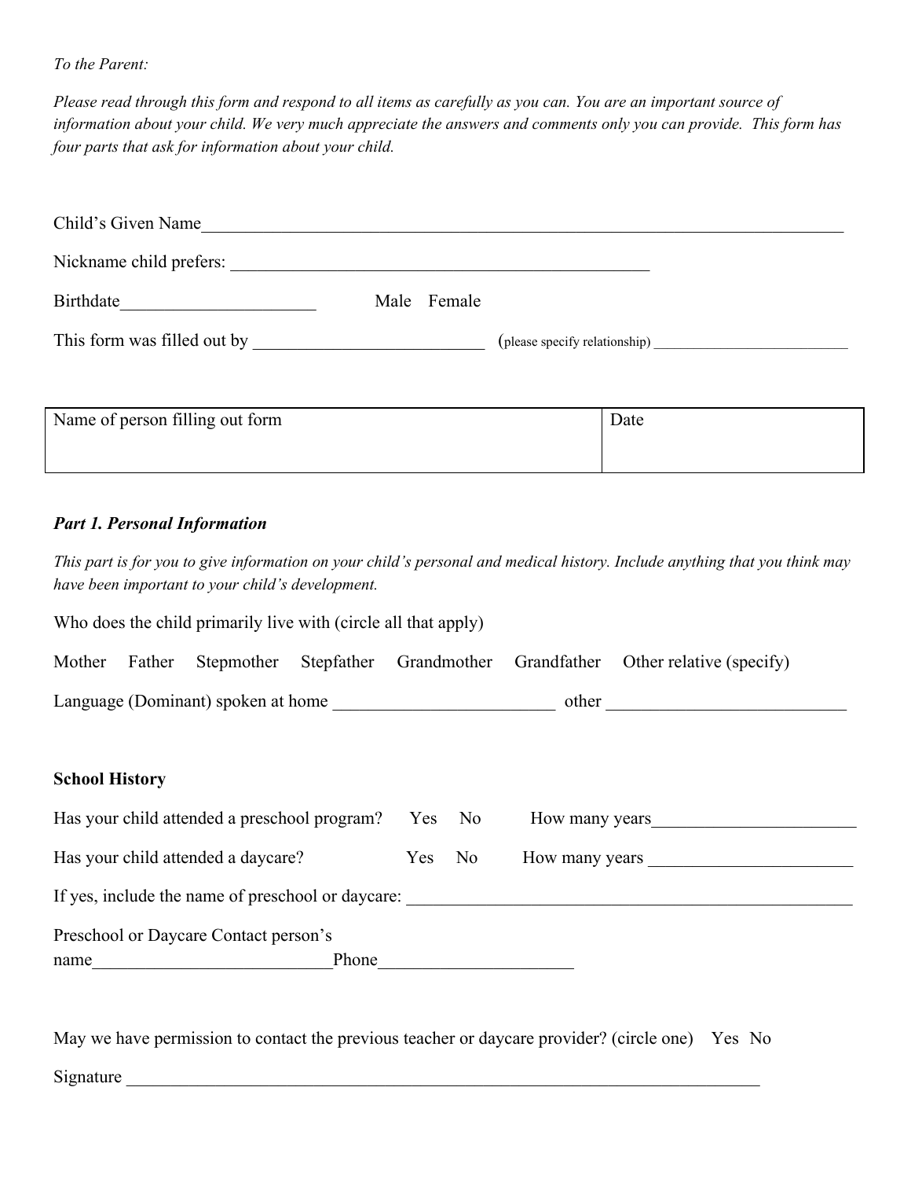*To the Parent:*

*Please read through this form and respond to all items as carefully as you can. You are an important source of information about your child. We very much appreciate the answers and comments only you can provide. This form has four parts that ask for information about your child.*

Child's Given Name_______________________________________________________________________________

Nickname child prefers: ____________________________________________________

Birthdate______________________ Male Female

This form was filled out by __________________________ (please specify relationship) __________________________

| Name of person filling out form | Date |
|---|---|
| | |

### *Part 1. Personal Information*

*This part is for you to give information on your child's personal and medical history. Include anything that you think may have been important to your child's development.*

Who does the child primarily live with (circle all that apply)

Mother Father Stepmother Stepfather Grandmother Grandfather Other relative (specify)

Language (Dominant) spoken at home _________________________ other ___________________________

**School History**

Has your child attended a preschool program? Yes No How many years_______________________

Has your child attended a daycare? Yes No How many years _______________________

If yes, include the name of preschool or daycare: ____________________________________________________

Preschool or Daycare Contact person's name___________________________Phone______________________

May we have permission to contact the previous teacher or daycare provider? (circle one) Yes No

Signature ___________________________________________________________________________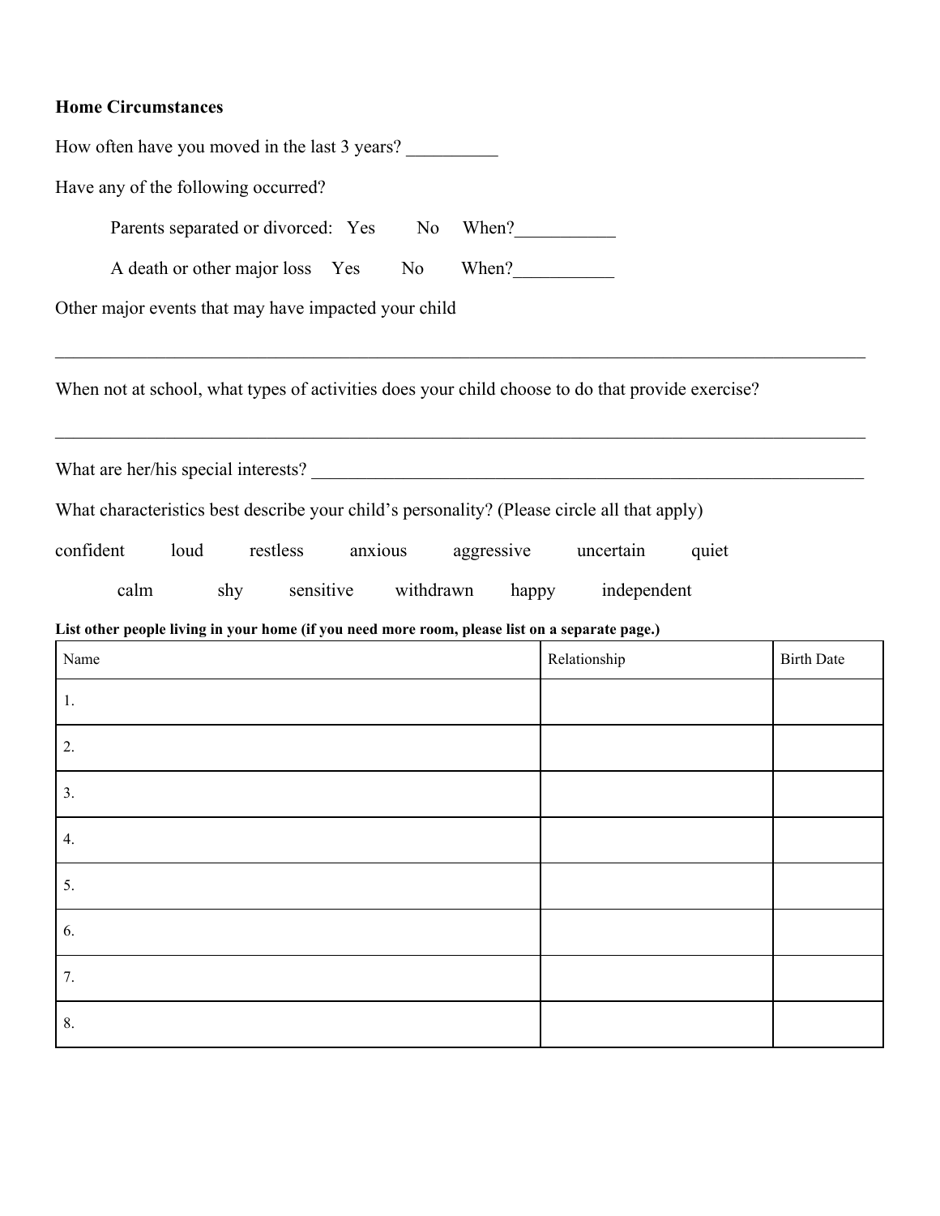**Home Circumstances**

How often have you moved in the last 3 years? __________

Have any of the following occurred?

Parents separated or divorced: Yes No When?___________

A death or other major loss Yes No When?___________

Other major events that may have impacted your child

_____________________________________________________________________________________

When not at school, what types of activities does your child choose to do that provide exercise?

_____________________________________________________________________________________

What are her/his special interests? ____________________________________________________________

What characteristics best describe your child's personality? (Please circle all that apply)

confident loud restless anxious aggressive uncertain quiet

calm shy sensitive withdrawn happy independent

**List other people living in your home (if you need more room, please list on a separate page.)**

| Name | Relationship | Birth Date |
|---|---|---|
| 1. | | |
| 2. | | |
| 3. | | |
| 4. | | |
| 5. | | |
| 6. | | |
| 7. | | |
| 8. | | |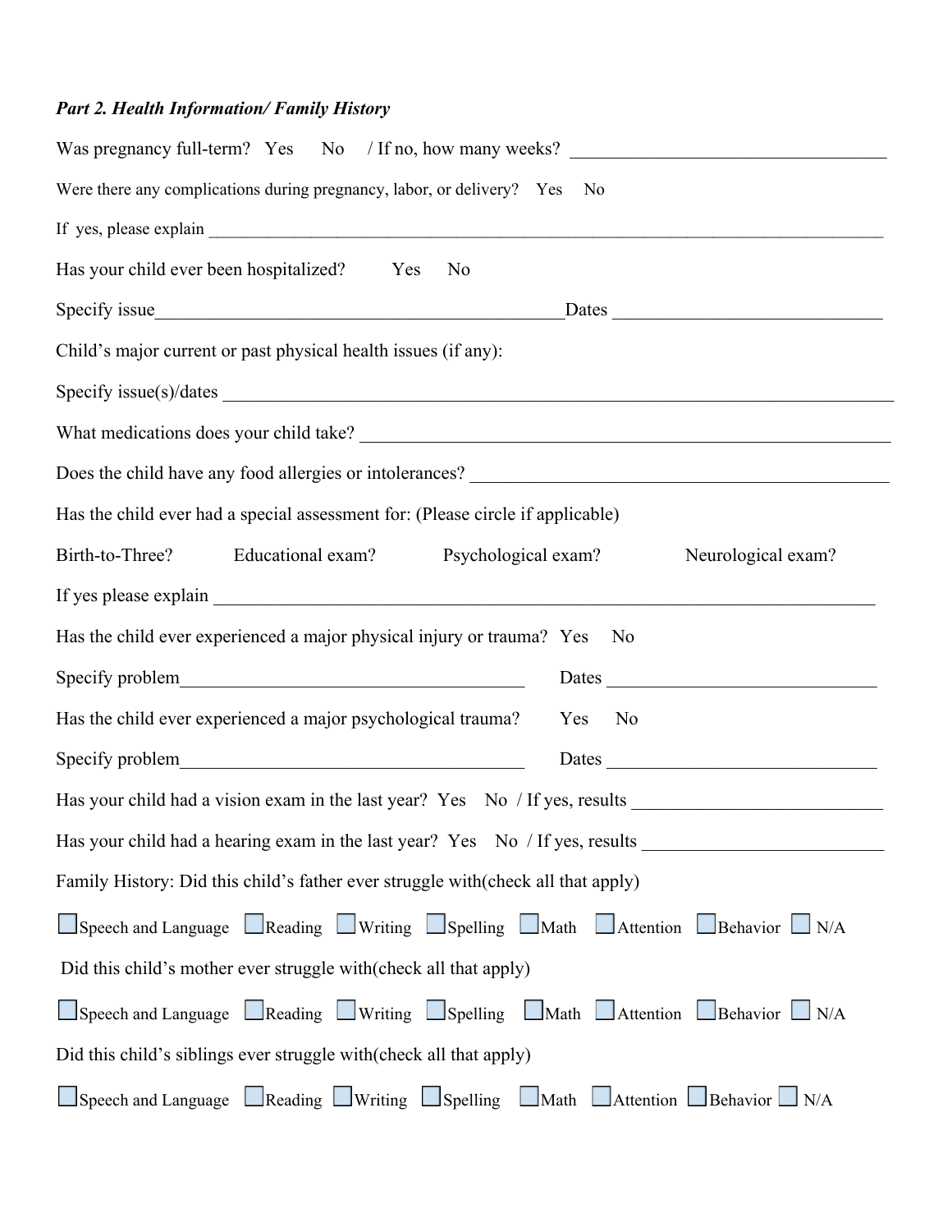***Part 2. Health Information/ Family History***

Was pregnancy full-term?   Yes   No   / If no, how many weeks? ________________________________

Were there any complications during pregnancy, labor, or delivery?   Yes   No

If yes, please explain ________________________________________________________________________________

Has your child ever been hospitalized?   Yes   No

Specify issue____________________________________________Dates ____________________________

Child's major current or past physical health issues (if any):

Specify issue(s)/dates ________________________________________________________________________

What medications does your child take? ____________________________________________________________

Does the child have any food allergies or intolerances? __________________________________________

Has the child ever had a special assessment for: (Please circle if applicable)

Birth-to-Three?   Educational exam?   Psychological exam?   Neurological exam?

If yes please explain ______________________________________________________________________

Has the child ever experienced a major physical injury or trauma?  Yes   No

Specify problem_____________________________________   Dates ____________________________

Has the child ever experienced a major psychological trauma?   Yes   No

Specify problem_____________________________________   Dates ____________________________

Has your child had a vision exam in the last year?  Yes   No  / If yes, results __________________________

Has your child had a hearing exam in the last year?  Yes   No  / If yes, results ________________________

Family History: Did this child's father ever struggle with(check all that apply)

☐ Speech and Language  ☐ Reading  ☐ Writing  ☐ Spelling  ☐ Math  ☐ Attention  ☐ Behavior  ☐ N/A

Did this child's mother ever struggle with(check all that apply)

☐ Speech and Language  ☐ Reading  ☐ Writing  ☐ Spelling  ☐ Math  ☐ Attention  ☐ Behavior  ☐ N/A

Did this child's siblings ever struggle with(check all that apply)

☐ Speech and Language  ☐ Reading  ☐ Writing  ☐ Spelling  ☐ Math  ☐ Attention  ☐ Behavior  ☐ N/A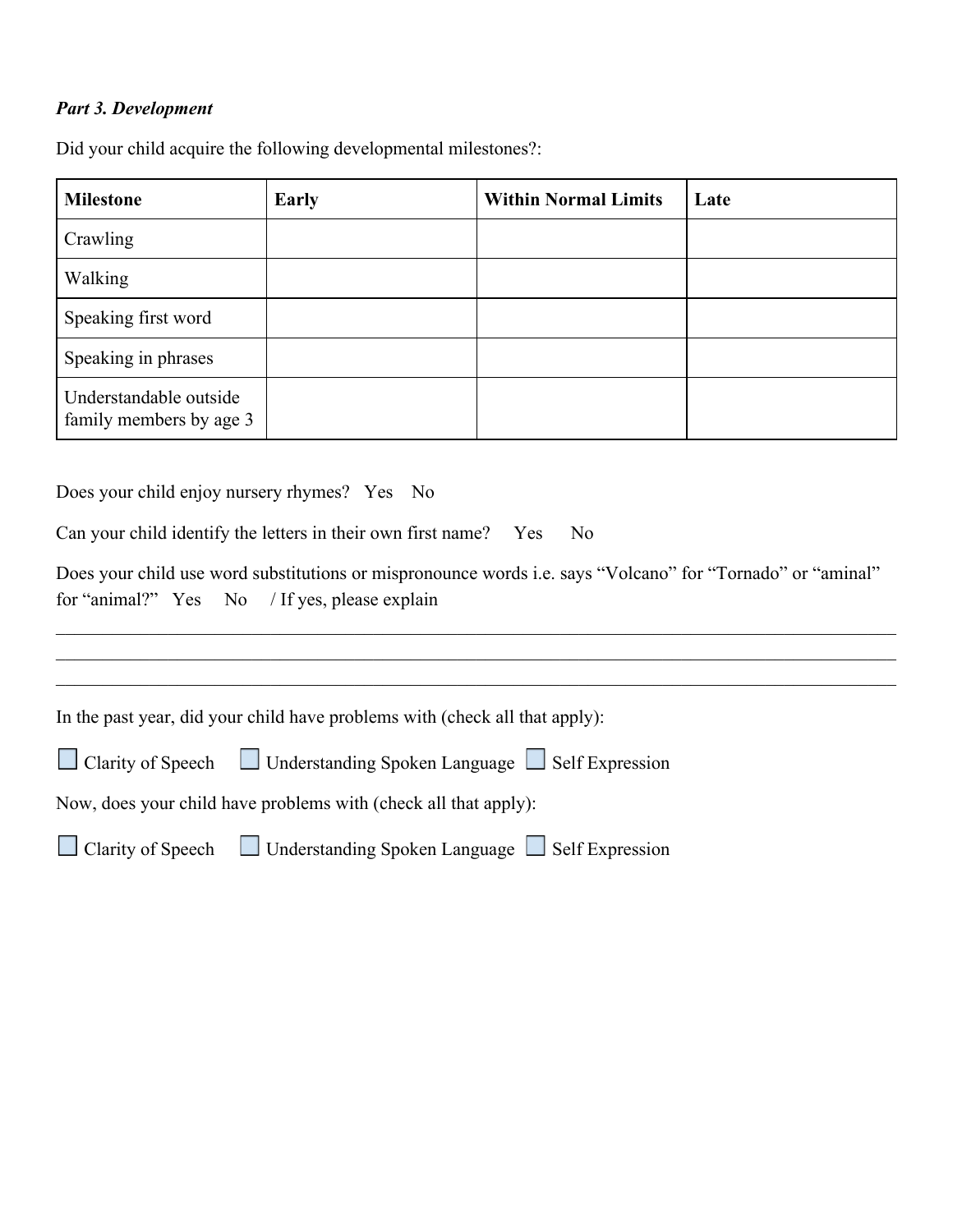***Part 3. Development***

Did your child acquire the following developmental milestones?:

| **Milestone** | **Early** | **Within Normal Limits** | **Late** |
|---|---|---|---|
| Crawling | | | |
| Walking | | | |
| Speaking first word | | | |
| Speaking in phrases | | | |
| Understandable outside family members by age 3 | | | |

Does your child enjoy nursery rhymes?   Yes   No

Can your child identify the letters in their own first name?   Yes   No

Does your child use word substitutions or mispronounce words i.e. says "Volcano" for "Tornado" or "aminal" for "animal?"   Yes   No   / If yes, please explain

_______________________________________________________________________________

_______________________________________________________________________________

_______________________________________________________________________________

In the past year, did your child have problems with (check all that apply):

☐ Clarity of Speech   ☐ Understanding Spoken Language   ☐ Self Expression

Now, does your child have problems with (check all that apply):

☐ Clarity of Speech   ☐ Understanding Spoken Language   ☐ Self Expression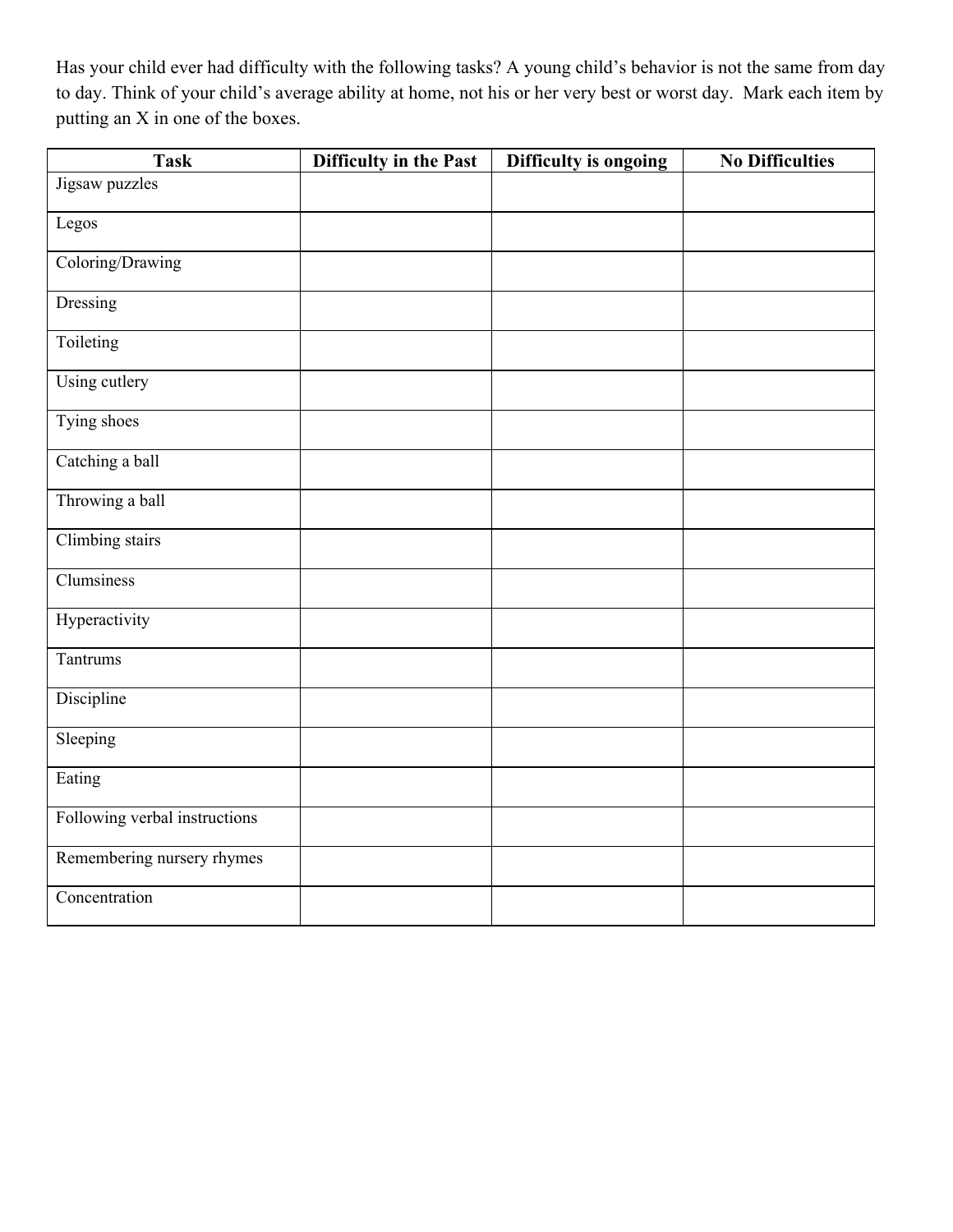Has your child ever had difficulty with the following tasks? A young child's behavior is not the same from day to day. Think of your child's average ability at home, not his or her very best or worst day. Mark each item by putting an X in one of the boxes.

| Task | Difficulty in the Past | Difficulty is ongoing | No Difficulties |
| --- | --- | --- | --- |
| Jigsaw puzzles | | | |
| Legos | | | |
| Coloring/Drawing | | | |
| Dressing | | | |
| Toileting | | | |
| Using cutlery | | | |
| Tying shoes | | | |
| Catching a ball | | | |
| Throwing a ball | | | |
| Climbing stairs | | | |
| Clumsiness | | | |
| Hyperactivity | | | |
| Tantrums | | | |
| Discipline | | | |
| Sleeping | | | |
| Eating | | | |
| Following verbal instructions | | | |
| Remembering nursery rhymes | | | |
| Concentration | | | |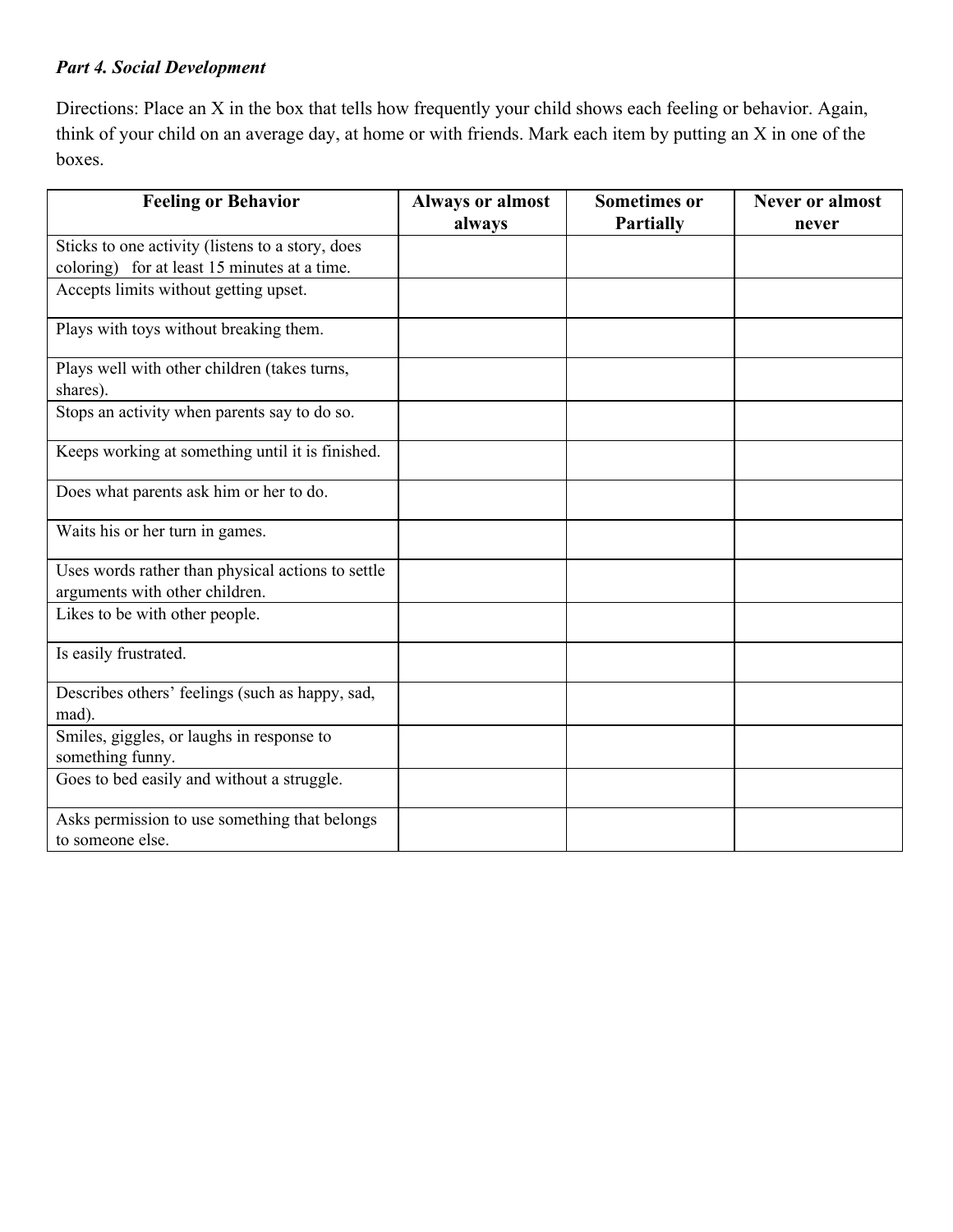*Part 4. Social Development*

Directions: Place an X in the box that tells how frequently your child shows each feeling or behavior. Again, think of your child on an average day, at home or with friends. Mark each item by putting an X in one of the boxes.

| Feeling or Behavior | Always or almost always | Sometimes or Partially | Never or almost never |
| --- | --- | --- | --- |
| Sticks to one activity (listens to a story, does coloring)   for at least 15 minutes at a time. | | | |
| Accepts limits without getting upset. | | | |
| Plays with toys without breaking them. | | | |
| Plays well with other children (takes turns, shares). | | | |
| Stops an activity when parents say to do so. | | | |
| Keeps working at something until it is finished. | | | |
| Does what parents ask him or her to do. | | | |
| Waits his or her turn in games. | | | |
| Uses words rather than physical actions to settle arguments with other children. | | | |
| Likes to be with other people. | | | |
| Is easily frustrated. | | | |
| Describes others' feelings (such as happy, sad, mad). | | | |
| Smiles, giggles, or laughs in response to something funny. | | | |
| Goes to bed easily and without a struggle. | | | |
| Asks permission to use something that belongs to someone else. | | | |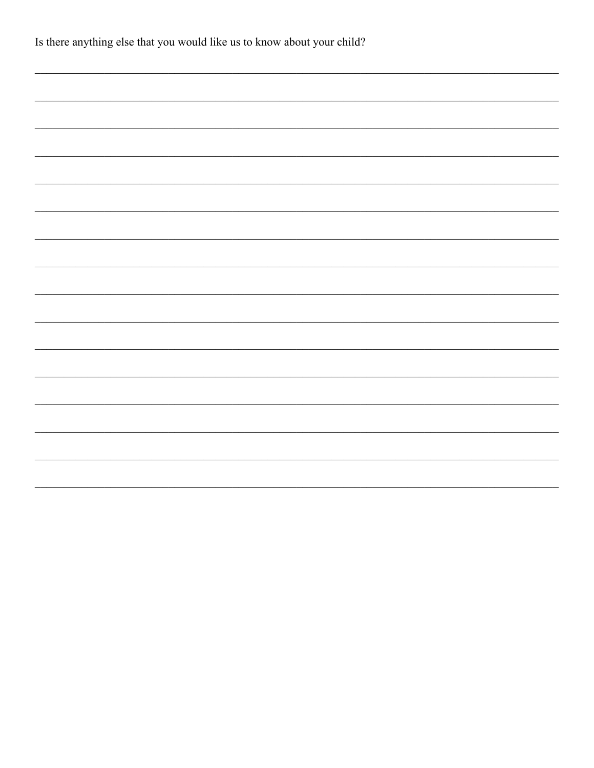Is there anything else that you would like us to know about your child?

_______________________________________________________________________________

_______________________________________________________________________________

_______________________________________________________________________________

_______________________________________________________________________________

_______________________________________________________________________________

_______________________________________________________________________________

_______________________________________________________________________________

_______________________________________________________________________________

_______________________________________________________________________________

_______________________________________________________________________________

_______________________________________________________________________________

_______________________________________________________________________________

_______________________________________________________________________________

_______________________________________________________________________________

_______________________________________________________________________________

_______________________________________________________________________________